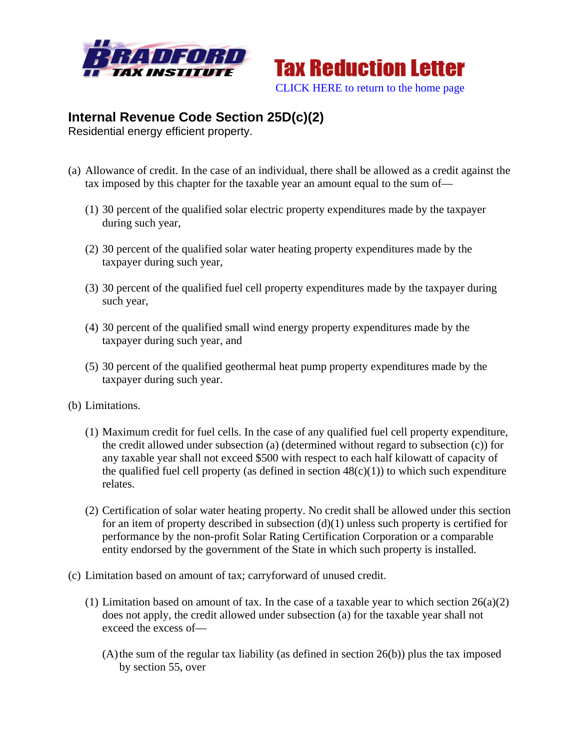Bradford Tax Institute — **Tax Reduction Letter**

CLICK HERE to return to the home page

## Internal Revenue Code Section 25D(c)(2)

Residential energy efficient property.

(a) Allowance of credit. In the case of an individual, there shall be allowed as a credit against the tax imposed by this chapter for the taxable year an amount equal to the sum of—

(1) 30 percent of the qualified solar electric property expenditures made by the taxpayer during such year,

(2) 30 percent of the qualified solar water heating property expenditures made by the taxpayer during such year,

(3) 30 percent of the qualified fuel cell property expenditures made by the taxpayer during such year,

(4) 30 percent of the qualified small wind energy property expenditures made by the taxpayer during such year, and

(5) 30 percent of the qualified geothermal heat pump property expenditures made by the taxpayer during such year.

(b) Limitations.

(1) Maximum credit for fuel cells. In the case of any qualified fuel cell property expenditure, the credit allowed under subsection (a) (determined without regard to subsection (c)) for any taxable year shall not exceed $500 with respect to each half kilowatt of capacity of the qualified fuel cell property (as defined in section 48(c)(1)) to which such expenditure relates.

(2) Certification of solar water heating property. No credit shall be allowed under this section for an item of property described in subsection (d)(1) unless such property is certified for performance by the non-profit Solar Rating Certification Corporation or a comparable entity endorsed by the government of the State in which such property is installed.

(c) Limitation based on amount of tax; carryforward of unused credit.

(1) Limitation based on amount of tax. In the case of a taxable year to which section 26(a)(2) does not apply, the credit allowed under subsection (a) for the taxable year shall not exceed the excess of—

(A) the sum of the regular tax liability (as defined in section 26(b)) plus the tax imposed by section 55, over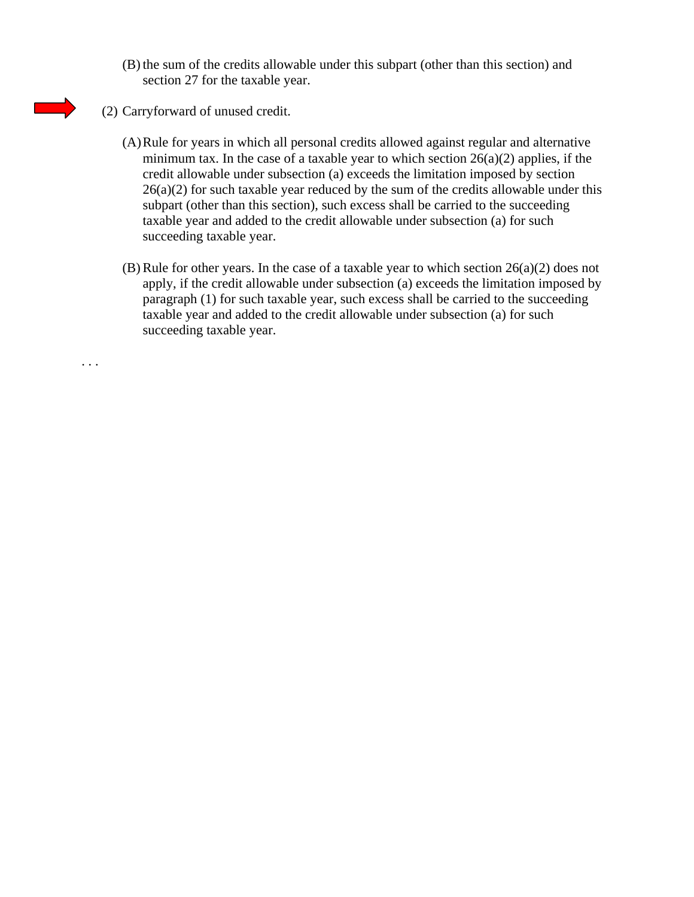(B) the sum of the credits allowable under this subpart (other than this section) and section 27 for the taxable year.

(2) Carryforward of unused credit.

(A) Rule for years in which all personal credits allowed against regular and alternative minimum tax. In the case of a taxable year to which section 26(a)(2) applies, if the credit allowable under subsection (a) exceeds the limitation imposed by section 26(a)(2) for such taxable year reduced by the sum of the credits allowable under this subpart (other than this section), such excess shall be carried to the succeeding taxable year and added to the credit allowable under subsection (a) for such succeeding taxable year.

(B) Rule for other years. In the case of a taxable year to which section 26(a)(2) does not apply, if the credit allowable under subsection (a) exceeds the limitation imposed by paragraph (1) for such taxable year, such excess shall be carried to the succeeding taxable year and added to the credit allowable under subsection (a) for such succeeding taxable year.

. . .